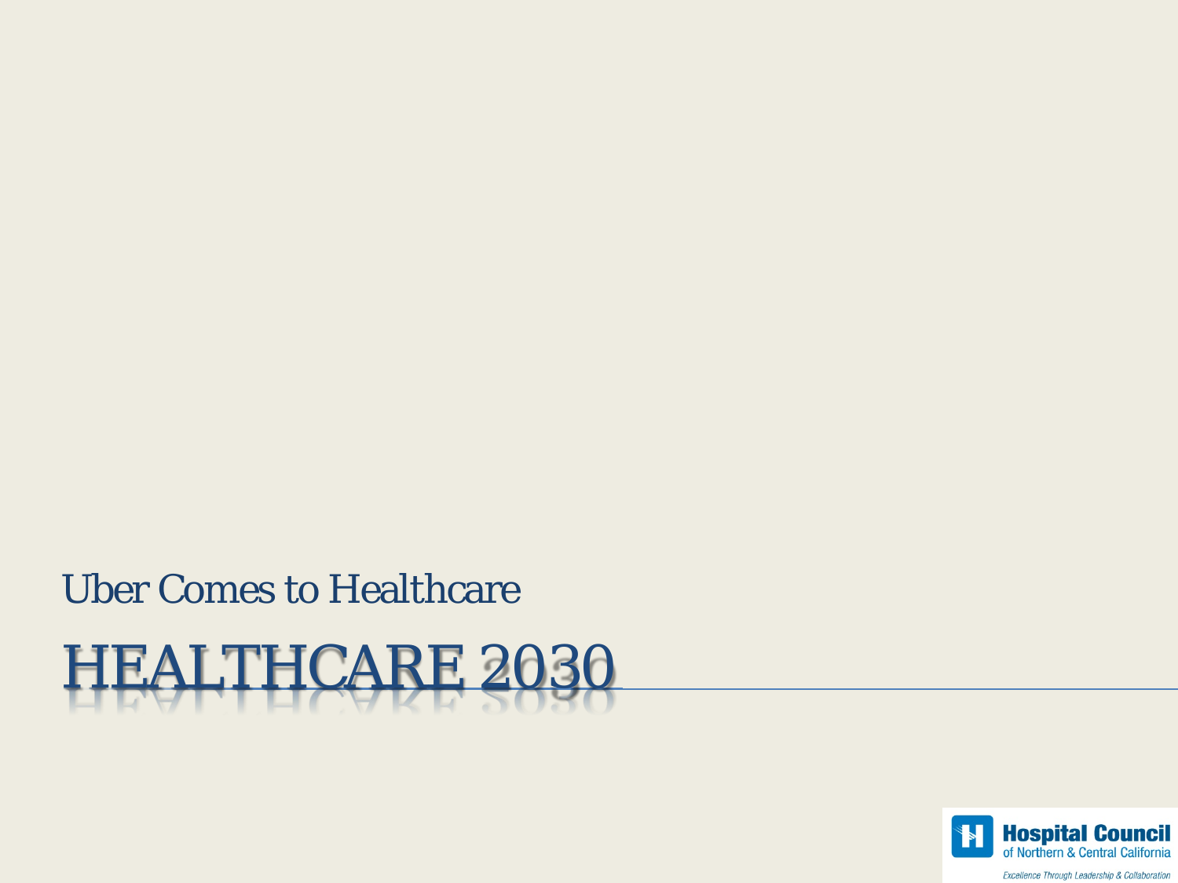Uber Comes to Healthcare

# HEALTHCARE 2030

Hospital Council
of Northern & Central California

*Excellence Through Leadership & Collaboration*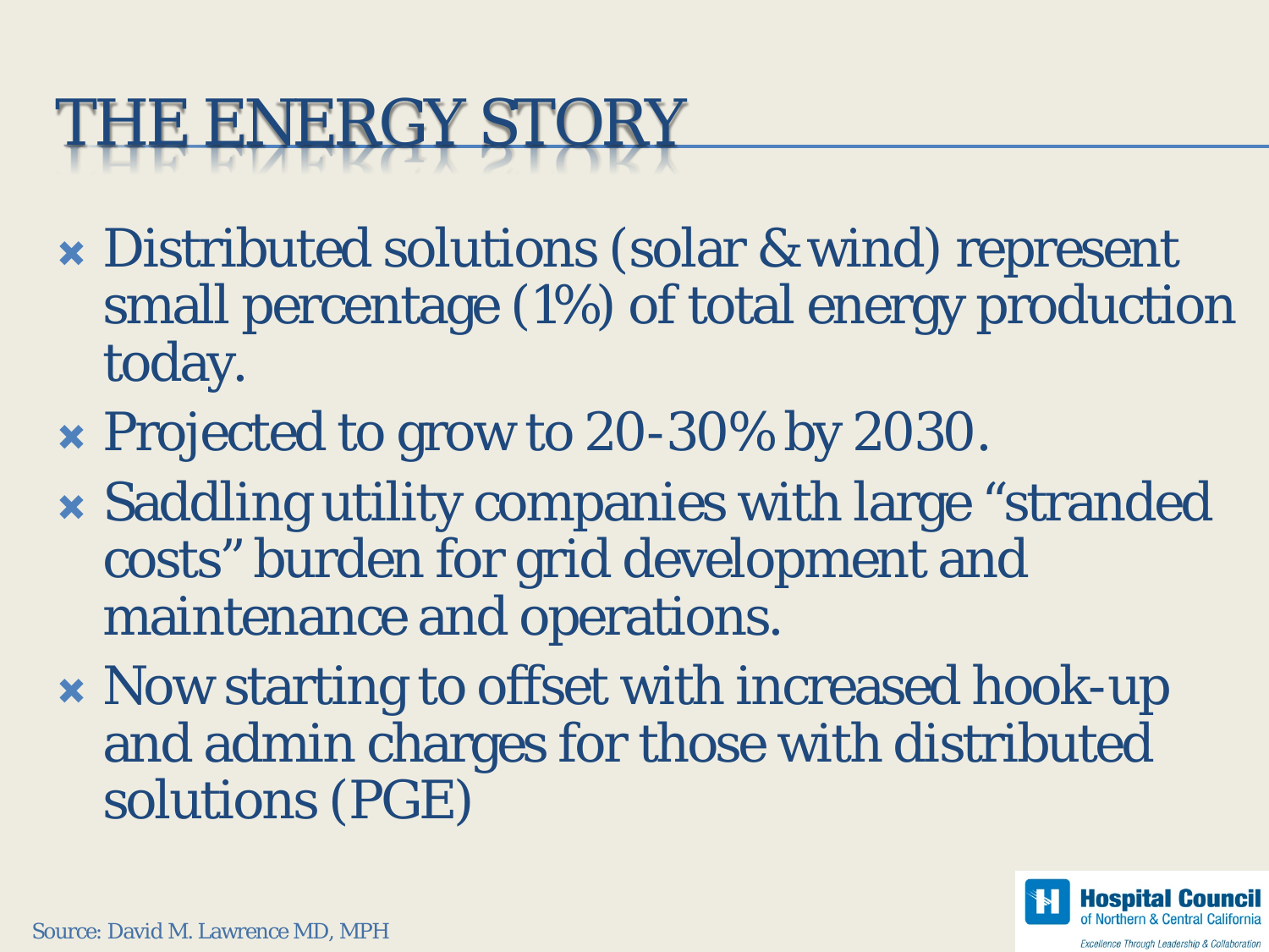# THE ENERGY STORY

- Distributed solutions (solar & wind) represent small percentage (1%) of total energy production today.
- Projected to grow to 20-30% by 2030.
- Saddling utility companies with large "stranded costs" burden for grid development and maintenance and operations.
- Now starting to offset with increased hook-up and admin charges for those with distributed solutions (PGE)

Source: David M. Lawrence MD, MPH

Hospital Council of Northern & Central California

*Excellence Through Leadership & Collaboration*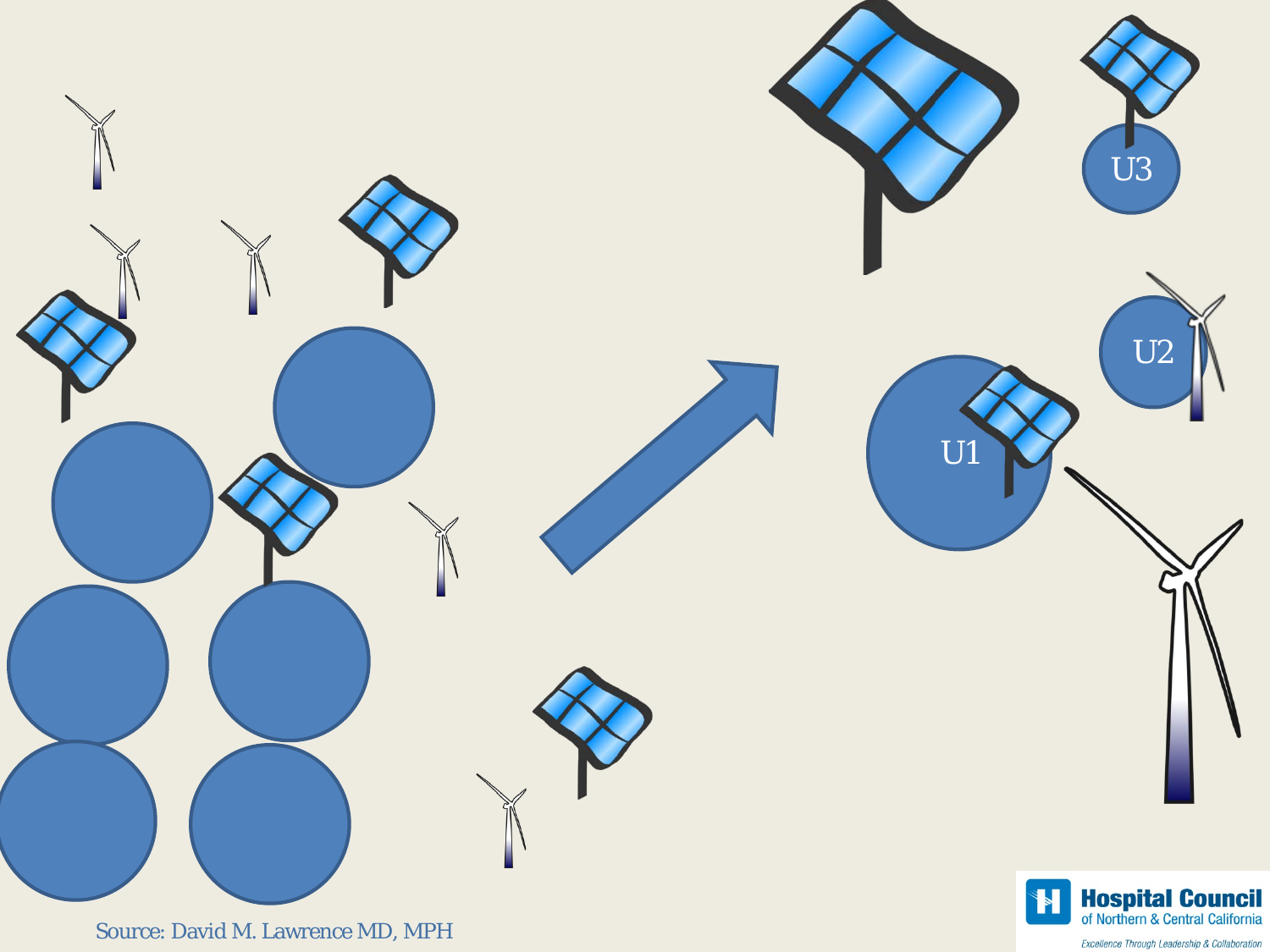U3

U2

U1

Source: David M. Lawrence MD, MPH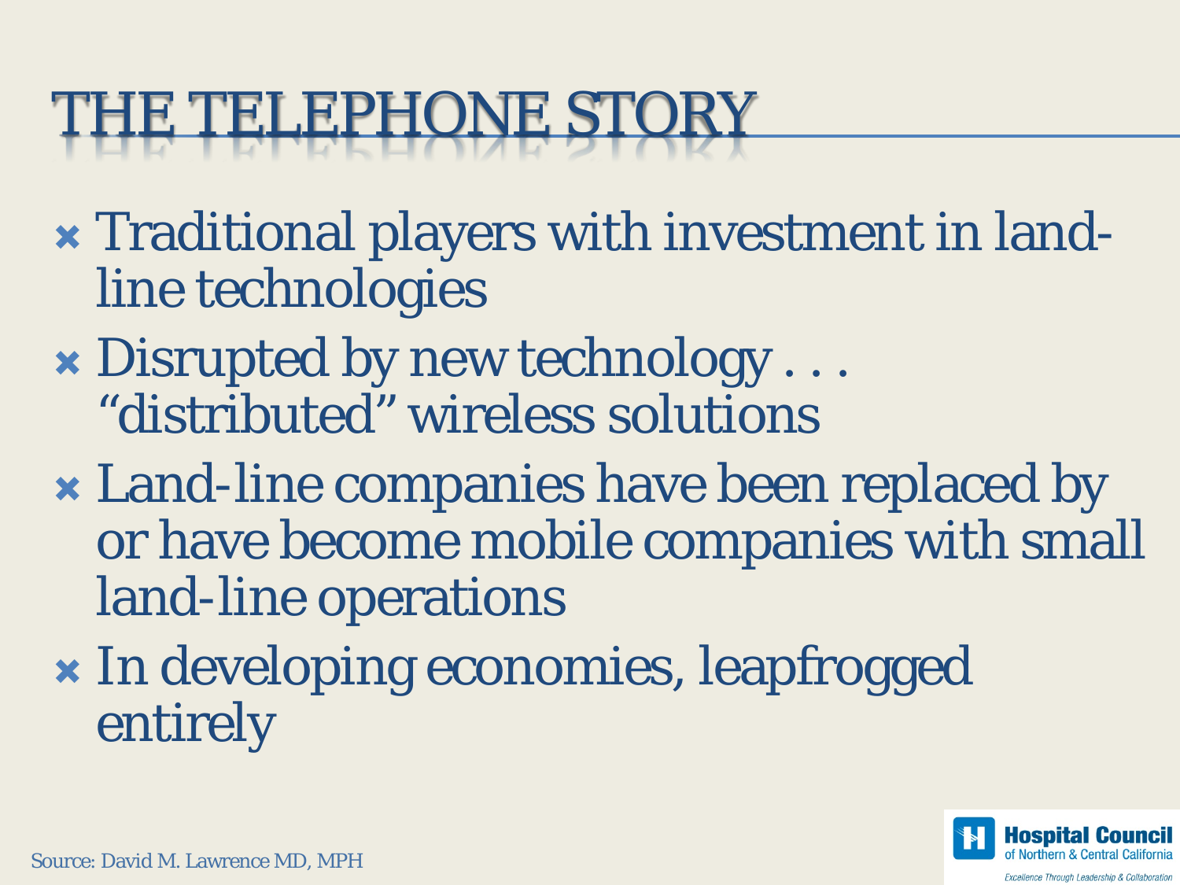# THE TELEPHONE STORY

- Traditional players with investment in land-line technologies
- Disrupted by new technology . . . "distributed" wireless solutions
- Land-line companies have been replaced by or have become mobile companies with small land-line operations
- In developing economies, leapfrogged entirely

Source: David M. Lawrence MD, MPH

Hospital Council of Northern & Central California
*Excellence Through Leadership & Collaboration*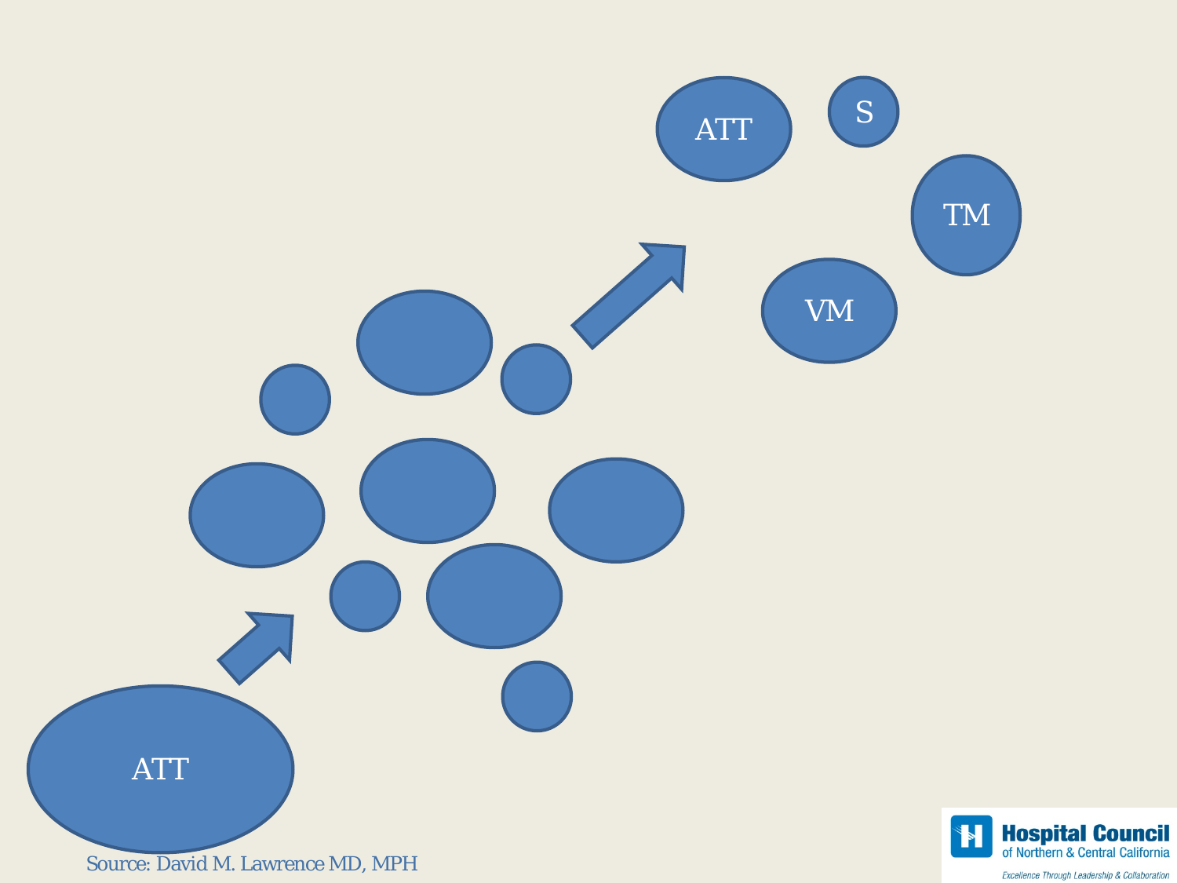ATT

ATT

S

TM

VM

Source: David M. Lawrence MD, MPH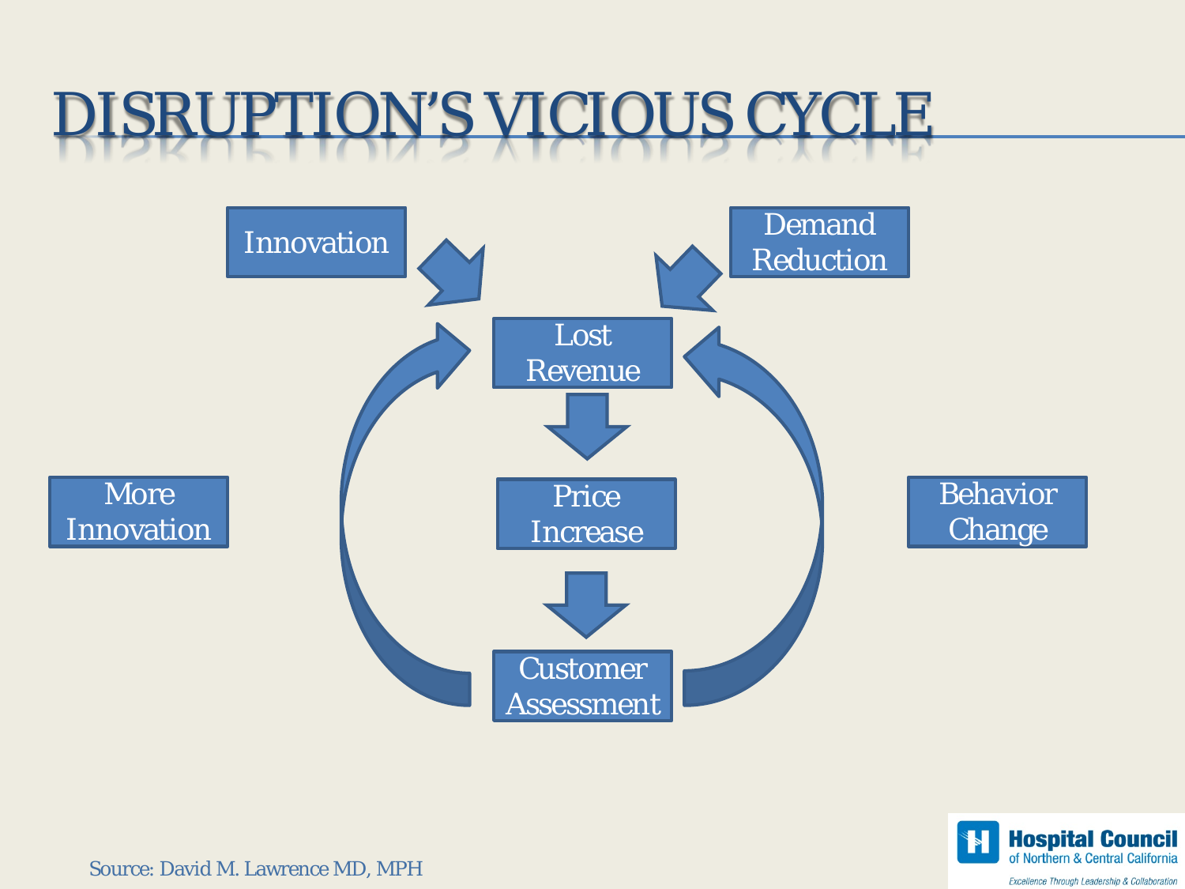# DISRUPTION'S VICIOUS CYCLE

Innovation

Demand Reduction

Lost Revenue

Price Increase

Customer Assessment

More Innovation

Behavior Change

Source: David M. Lawrence MD, MPH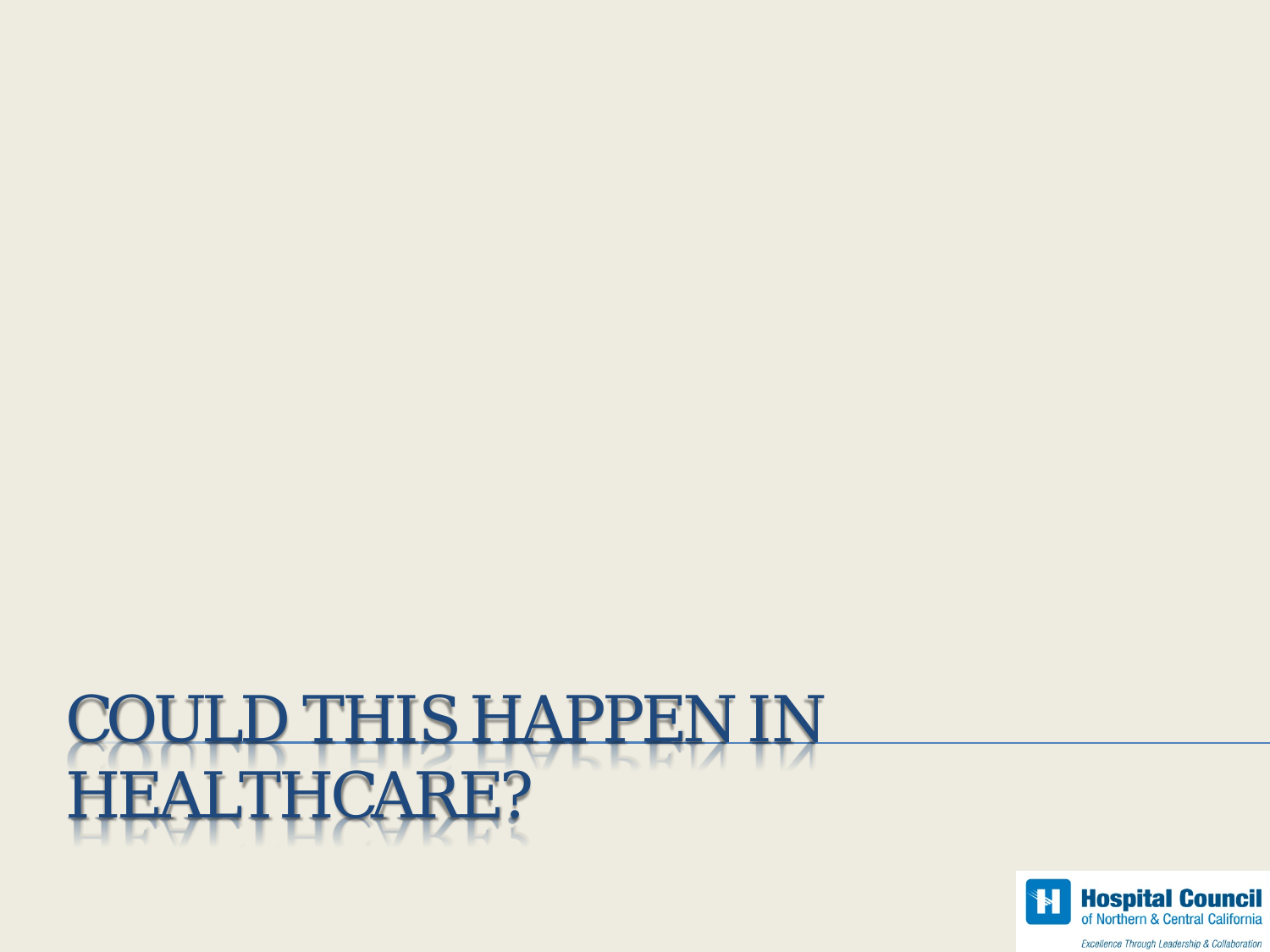# COULD THIS HAPPEN IN HEALTHCARE?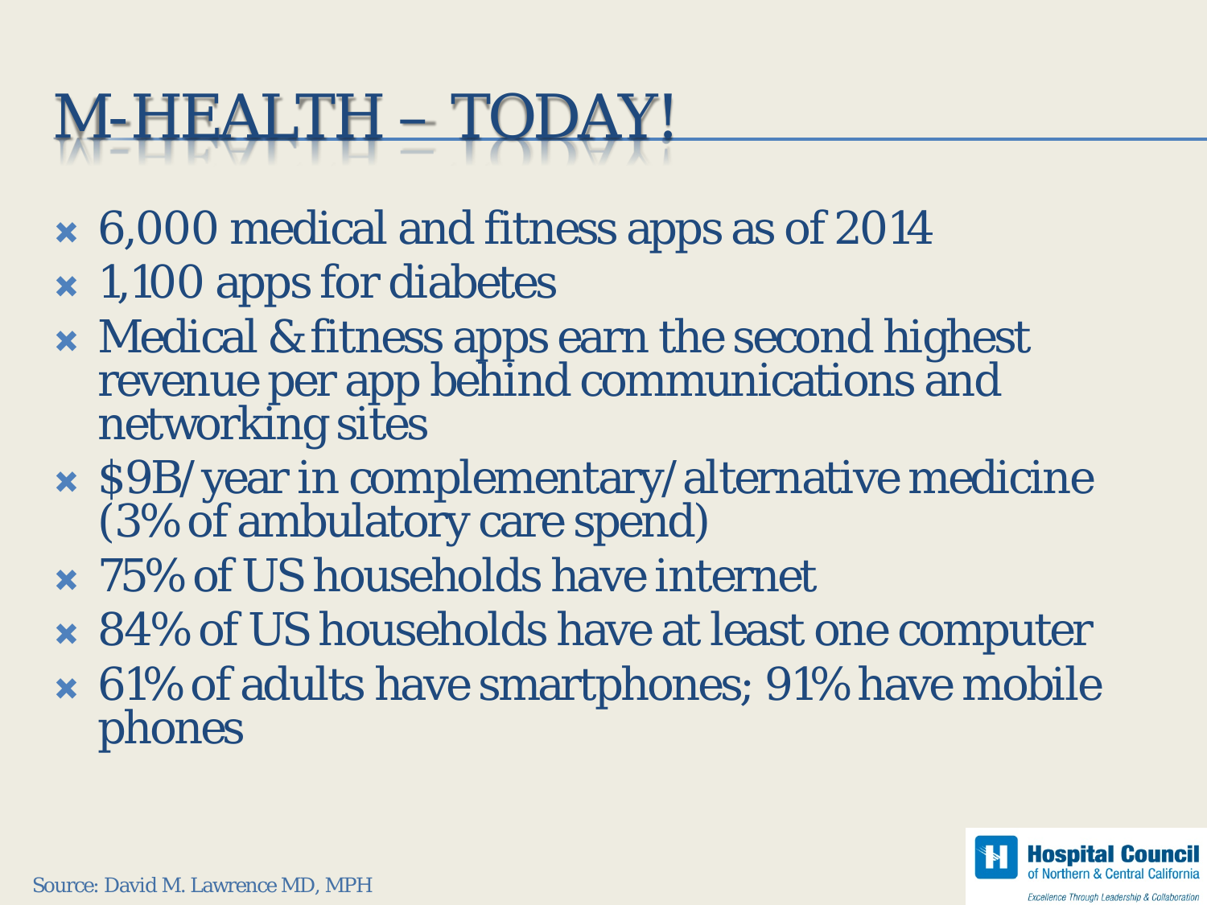# M-HEALTH – TODAY!

- 6,000 medical and fitness apps as of 2014
- 1,100 apps for diabetes
- Medical & fitness apps earn the second highest revenue per app behind communications and networking sites
- $9B/year in complementary/alternative medicine (3% of ambulatory care spend)
- 75% of US households have internet
- 84% of US households have at least one computer
- 61% of adults have smartphones; 91% have mobile phones

Source: David M. Lawrence MD, MPH

**Hospital Council** of Northern & Central California

*Excellence Through Leadership & Collaboration*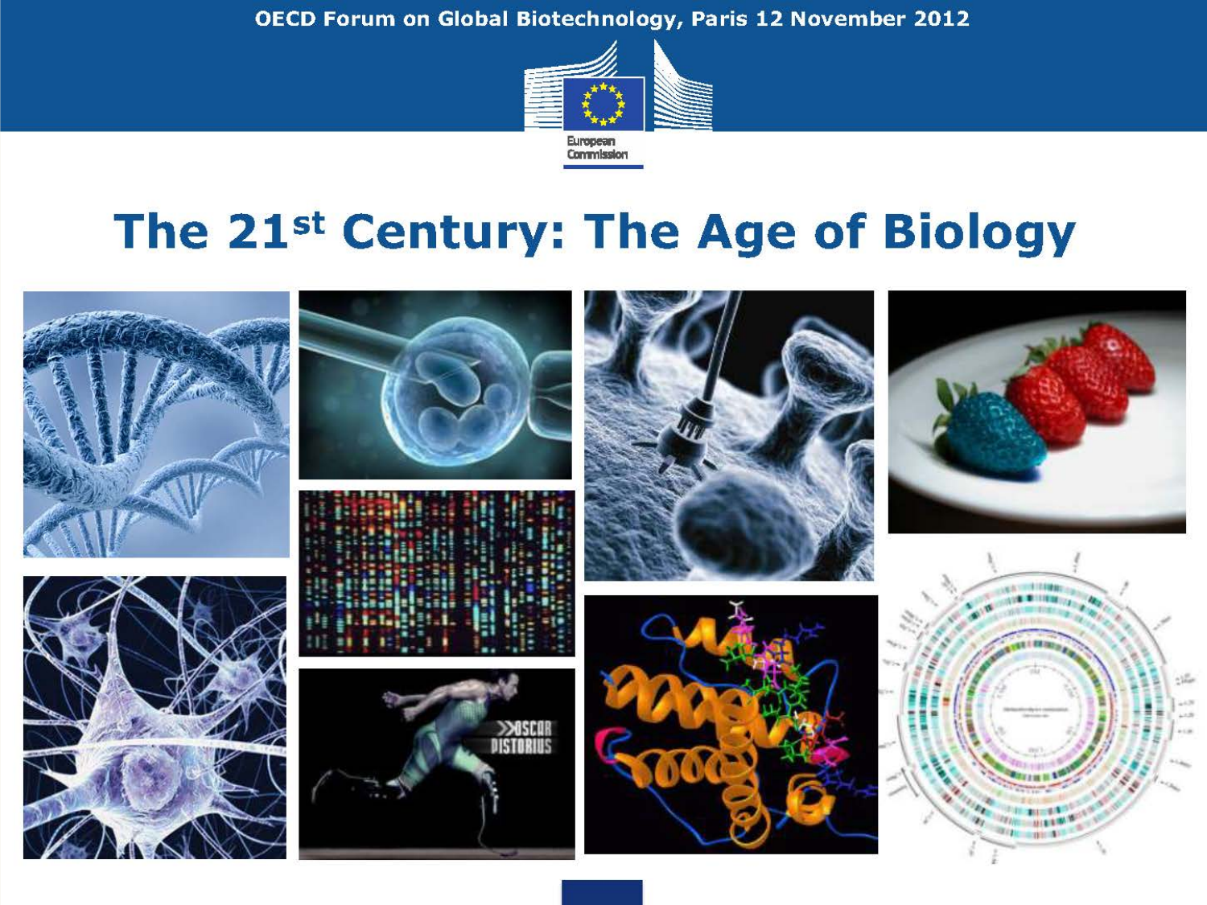# The 21st Century: The Age of Biology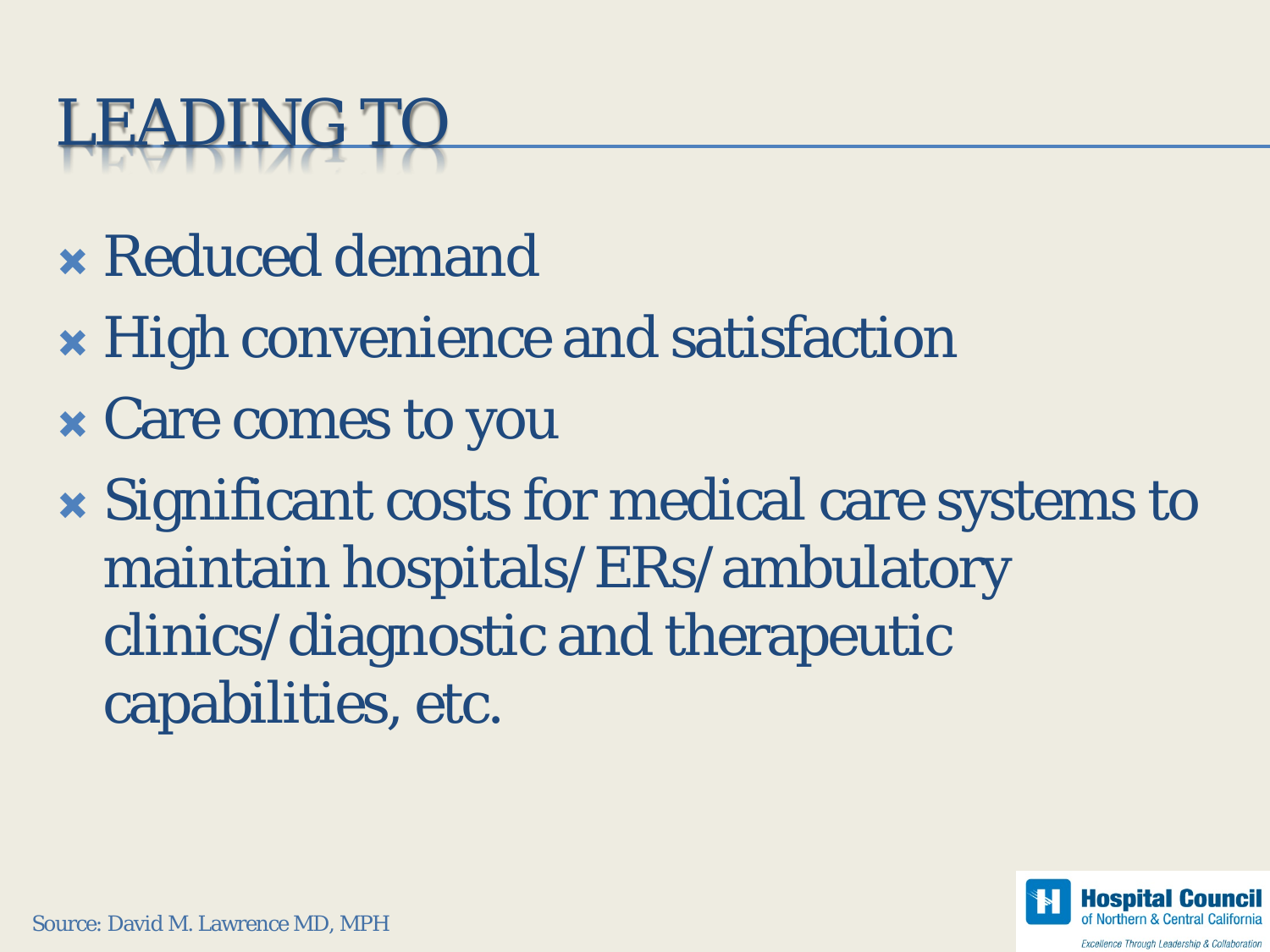# LEADING TO

- Reduced demand
- High convenience and satisfaction
- Care comes to you
- Significant costs for medical care systems to maintain hospitals/ERs/ambulatory clinics/diagnostic and therapeutic capabilities, etc.

Source: David M. Lawrence MD, MPH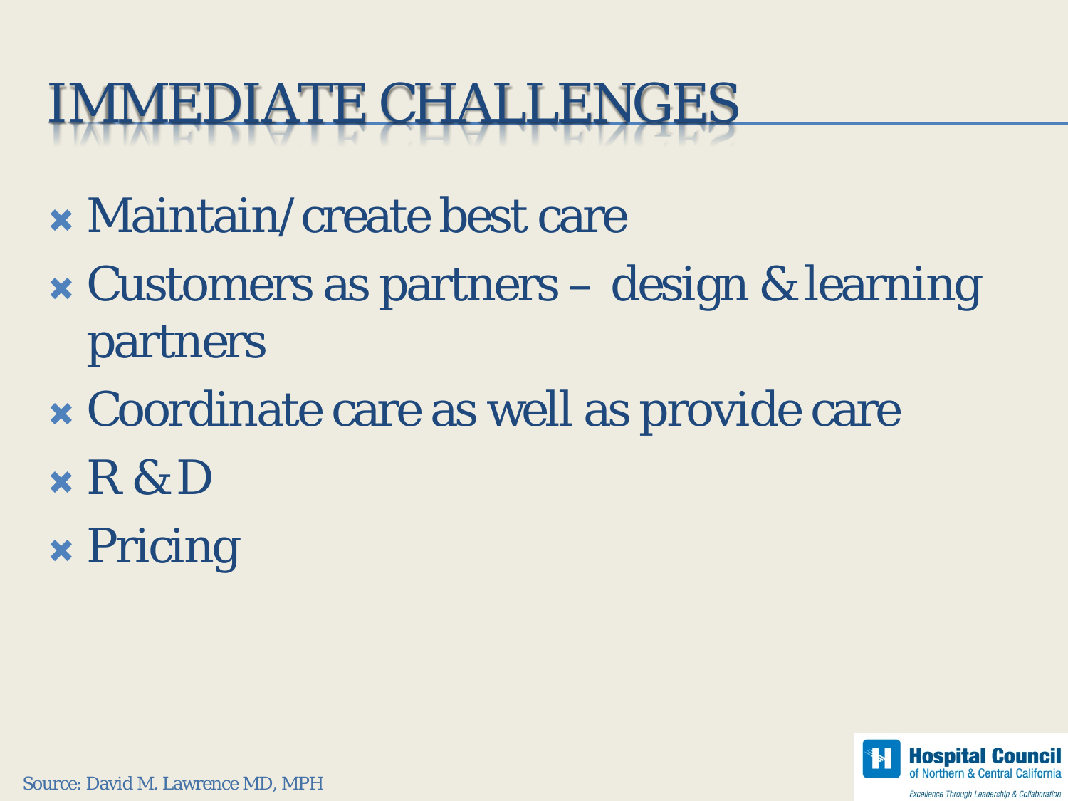# IMMEDIATE CHALLENGES

- Maintain/create best care
- Customers as partners – design & learning partners
- Coordinate care as well as provide care
- R & D
- Pricing

Source: David M. Lawrence MD, MPH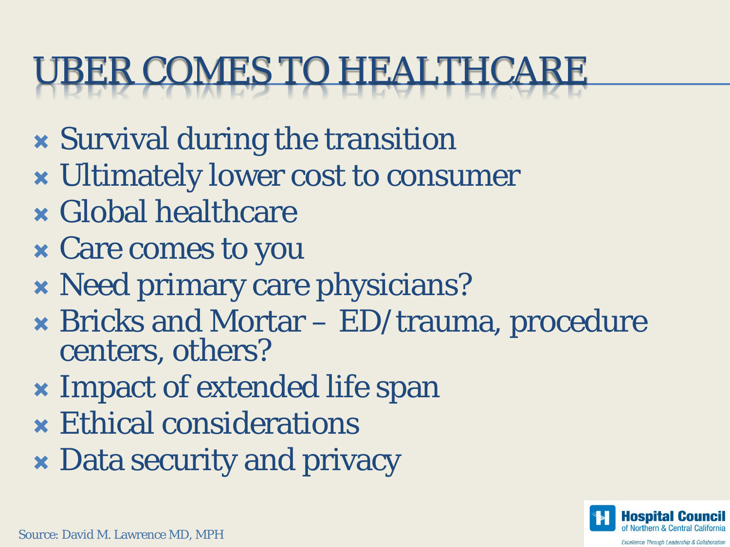# UBER COMES TO HEALTHCARE

- Survival during the transition
- Ultimately lower cost to consumer
- Global healthcare
- Care comes to you
- Need primary care physicians?
- Bricks and Mortar – ED/trauma, procedure centers, others?
- Impact of extended life span
- Ethical considerations
- Data security and privacy

Source: David M. Lawrence MD, MPH

Hospital Council of Northern & Central California

*Excellence Through Leadership & Collaboration*